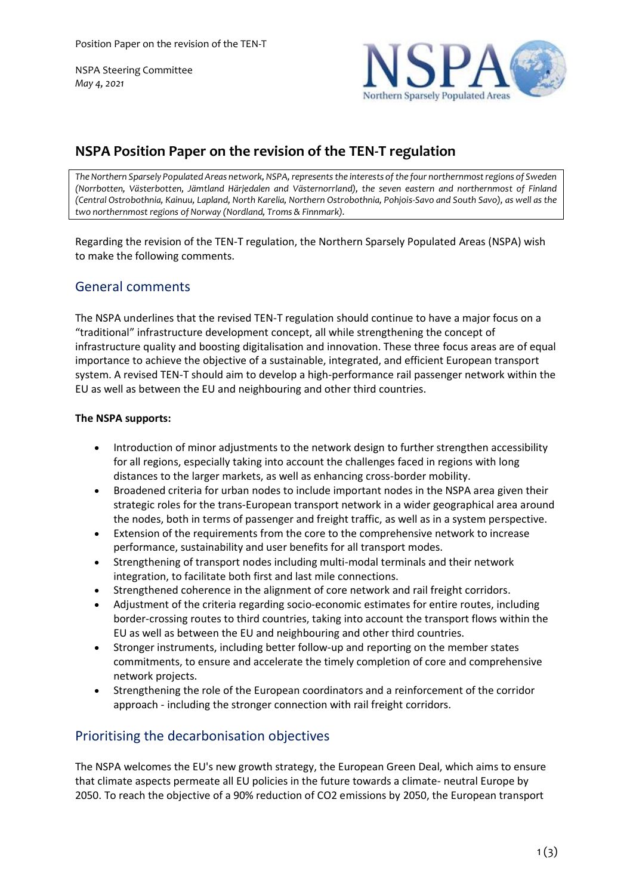Position Paper on the revision of the TEN-T

NSPA Steering Committee
*May 4, 2021*

# NSPA Position Paper on the revision of the TEN-T regulation

*The Northern Sparsely Populated Areas network, NSPA, represents the interests of the four northernmost regions of Sweden (Norrbotten, Västerbotten, Jämtland Härjedalen and Västernorrland), the seven eastern and northernmost of Finland (Central Ostrobothnia, Kainuu, Lapland, North Karelia, Northern Ostrobothnia, Pohjois-Savo and South Savo), as well as the two northernmost regions of Norway (Nordland, Troms & Finnmark).*

Regarding the revision of the TEN-T regulation, the Northern Sparsely Populated Areas (NSPA) wish to make the following comments.

## General comments

The NSPA underlines that the revised TEN-T regulation should continue to have a major focus on a "traditional" infrastructure development concept, all while strengthening the concept of infrastructure quality and boosting digitalisation and innovation. These three focus areas are of equal importance to achieve the objective of a sustainable, integrated, and efficient European transport system. A revised TEN-T should aim to develop a high-performance rail passenger network within the EU as well as between the EU and neighbouring and other third countries.

**The NSPA supports:**

- Introduction of minor adjustments to the network design to further strengthen accessibility for all regions, especially taking into account the challenges faced in regions with long distances to the larger markets, as well as enhancing cross-border mobility.
- Broadened criteria for urban nodes to include important nodes in the NSPA area given their strategic roles for the trans-European transport network in a wider geographical area around the nodes, both in terms of passenger and freight traffic, as well as in a system perspective.
- Extension of the requirements from the core to the comprehensive network to increase performance, sustainability and user benefits for all transport modes.
- Strengthening of transport nodes including multi-modal terminals and their network integration, to facilitate both first and last mile connections.
- Strengthened coherence in the alignment of core network and rail freight corridors.
- Adjustment of the criteria regarding socio-economic estimates for entire routes, including border-crossing routes to third countries, taking into account the transport flows within the EU as well as between the EU and neighbouring and other third countries.
- Stronger instruments, including better follow-up and reporting on the member states commitments, to ensure and accelerate the timely completion of core and comprehensive network projects.
- Strengthening the role of the European coordinators and a reinforcement of the corridor approach - including the stronger connection with rail freight corridors.

## Prioritising the decarbonisation objectives

The NSPA welcomes the EU's new growth strategy, the European Green Deal, which aims to ensure that climate aspects permeate all EU policies in the future towards a climate- neutral Europe by 2050. To reach the objective of a 90% reduction of $CO_2$ emissions by 2050, the European transport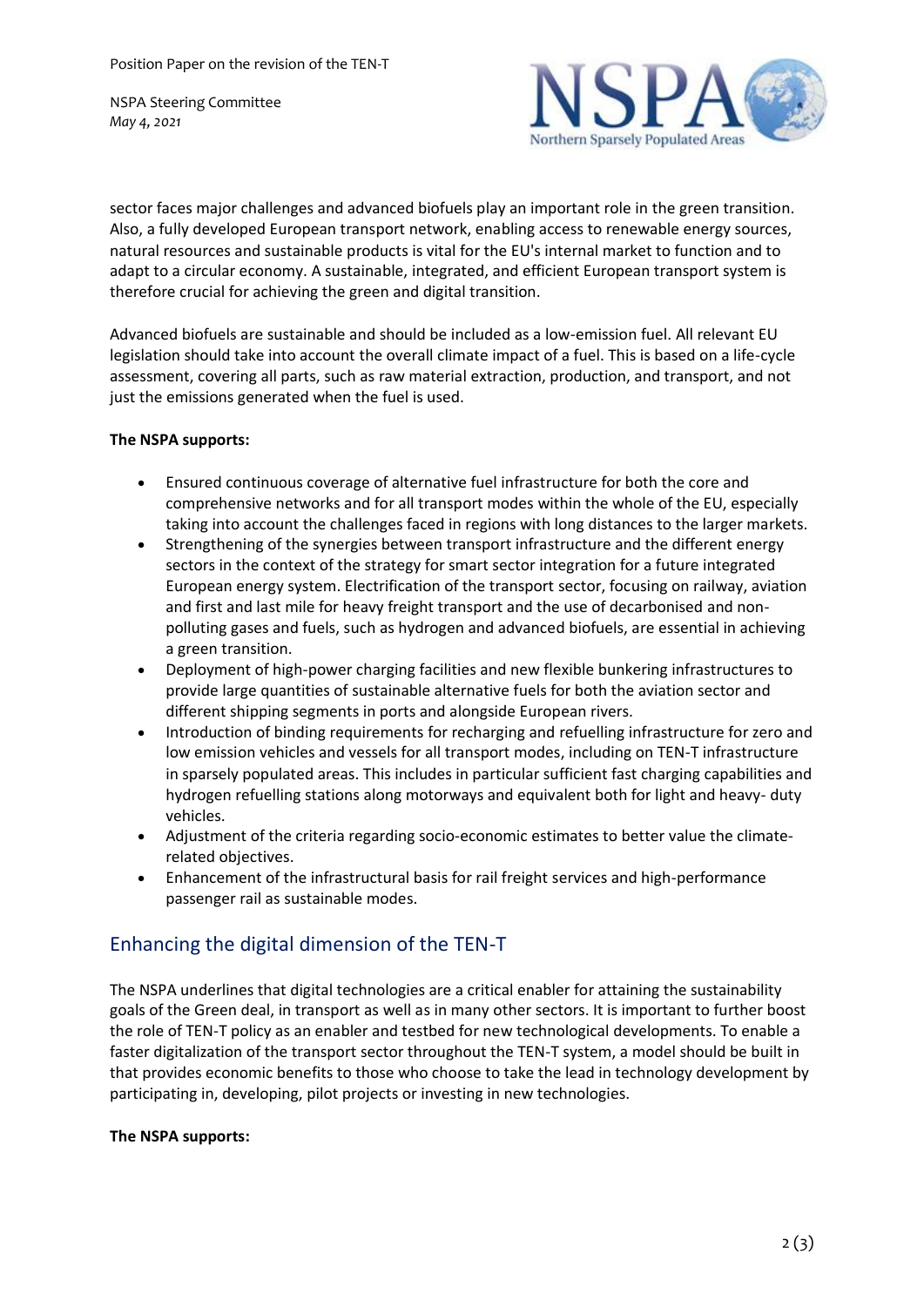sector faces major challenges and advanced biofuels play an important role in the green transition. Also, a fully developed European transport network, enabling access to renewable energy sources, natural resources and sustainable products is vital for the EU's internal market to function and to adapt to a circular economy. A sustainable, integrated, and efficient European transport system is therefore crucial for achieving the green and digital transition.

Advanced biofuels are sustainable and should be included as a low-emission fuel. All relevant EU legislation should take into account the overall climate impact of a fuel. This is based on a life-cycle assessment, covering all parts, such as raw material extraction, production, and transport, and not just the emissions generated when the fuel is used.

**The NSPA supports:**

- Ensured continuous coverage of alternative fuel infrastructure for both the core and comprehensive networks and for all transport modes within the whole of the EU, especially taking into account the challenges faced in regions with long distances to the larger markets.
- Strengthening of the synergies between transport infrastructure and the different energy sectors in the context of the strategy for smart sector integration for a future integrated European energy system. Electrification of the transport sector, focusing on railway, aviation and first and last mile for heavy freight transport and the use of decarbonised and non-polluting gases and fuels, such as hydrogen and advanced biofuels, are essential in achieving a green transition.
- Deployment of high-power charging facilities and new flexible bunkering infrastructures to provide large quantities of sustainable alternative fuels for both the aviation sector and different shipping segments in ports and alongside European rivers.
- Introduction of binding requirements for recharging and refuelling infrastructure for zero and low emission vehicles and vessels for all transport modes, including on TEN-T infrastructure in sparsely populated areas. This includes in particular sufficient fast charging capabilities and hydrogen refuelling stations along motorways and equivalent both for light and heavy- duty vehicles.
- Adjustment of the criteria regarding socio-economic estimates to better value the climate-related objectives.
- Enhancement of the infrastructural basis for rail freight services and high-performance passenger rail as sustainable modes.

## Enhancing the digital dimension of the TEN-T

The NSPA underlines that digital technologies are a critical enabler for attaining the sustainability goals of the Green deal, in transport as well as in many other sectors. It is important to further boost the role of TEN-T policy as an enabler and testbed for new technological developments. To enable a faster digitalization of the transport sector throughout the TEN-T system, a model should be built in that provides economic benefits to those who choose to take the lead in technology development by participating in, developing, pilot projects or investing in new technologies.

**The NSPA supports:**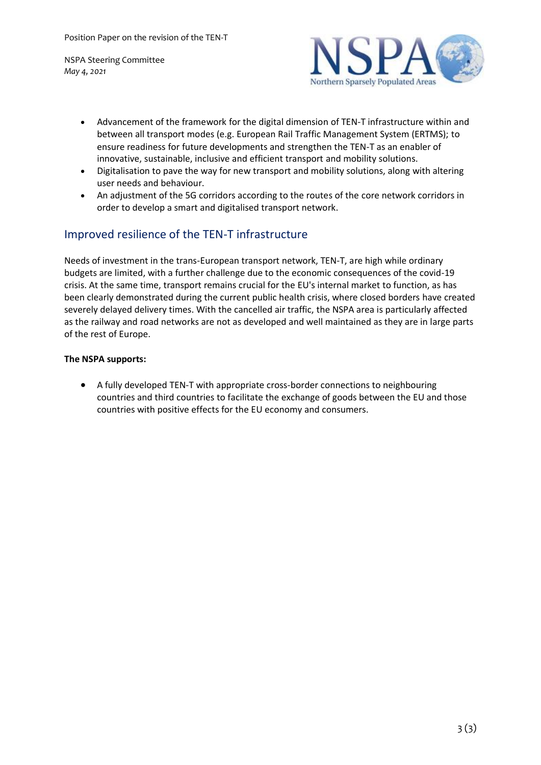- Advancement of the framework for the digital dimension of TEN-T infrastructure within and between all transport modes (e.g. European Rail Traffic Management System (ERTMS); to ensure readiness for future developments and strengthen the TEN-T as an enabler of innovative, sustainable, inclusive and efficient transport and mobility solutions.
- Digitalisation to pave the way for new transport and mobility solutions, along with altering user needs and behaviour.
- An adjustment of the 5G corridors according to the routes of the core network corridors in order to develop a smart and digitalised transport network.

## Improved resilience of the TEN-T infrastructure

Needs of investment in the trans-European transport network, TEN-T, are high while ordinary budgets are limited, with a further challenge due to the economic consequences of the covid-19 crisis. At the same time, transport remains crucial for the EU's internal market to function, as has been clearly demonstrated during the current public health crisis, where closed borders have created severely delayed delivery times. With the cancelled air traffic, the NSPA area is particularly affected as the railway and road networks are not as developed and well maintained as they are in large parts of the rest of Europe.

**The NSPA supports:**

- A fully developed TEN-T with appropriate cross-border connections to neighbouring countries and third countries to facilitate the exchange of goods between the EU and those countries with positive effects for the EU economy and consumers.